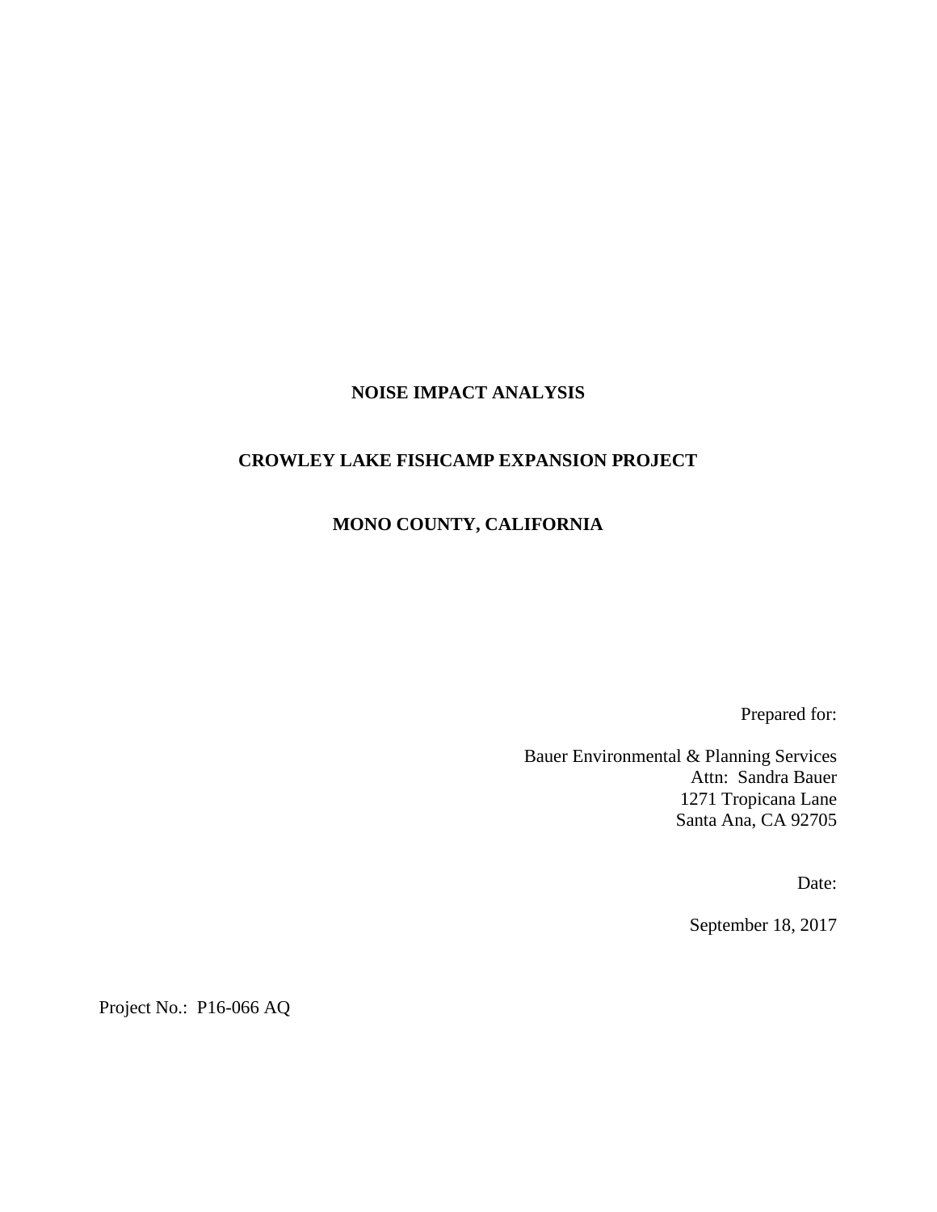# NOISE IMPACT ANALYSIS

# CROWLEY LAKE FISHCAMP EXPANSION PROJECT

# MONO COUNTY, CALIFORNIA

Prepared for:

Bauer Environmental & Planning Services
Attn: Sandra Bauer
1271 Tropicana Lane
Santa Ana, CA 92705

Date:

September 18, 2017

Project No.: P16-066 AQ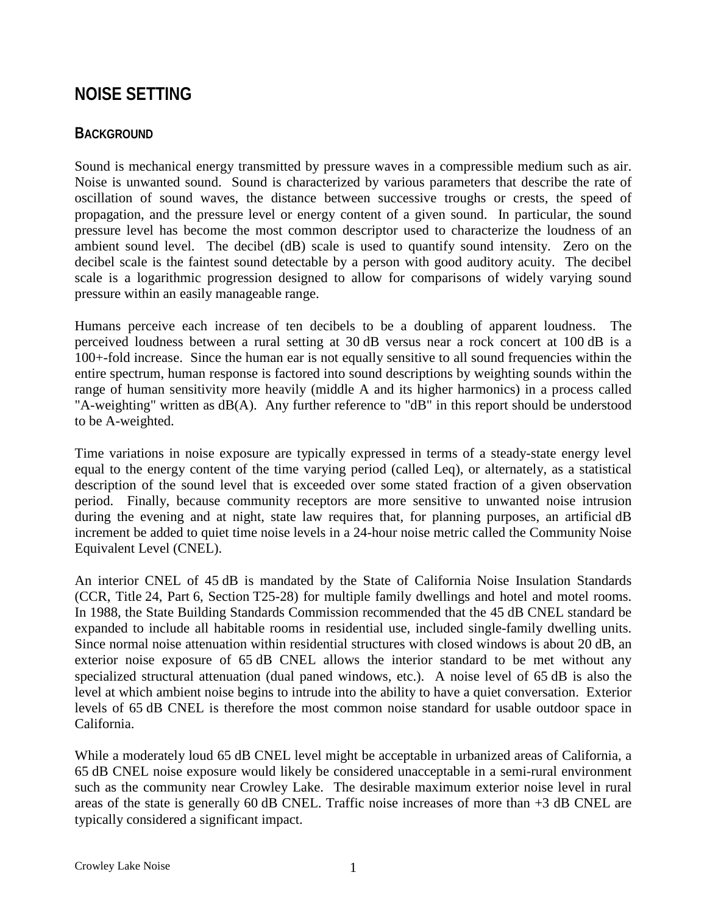# NOISE SETTING

## BACKGROUND

Sound is mechanical energy transmitted by pressure waves in a compressible medium such as air. Noise is unwanted sound. Sound is characterized by various parameters that describe the rate of oscillation of sound waves, the distance between successive troughs or crests, the speed of propagation, and the pressure level or energy content of a given sound. In particular, the sound pressure level has become the most common descriptor used to characterize the loudness of an ambient sound level. The decibel (dB) scale is used to quantify sound intensity. Zero on the decibel scale is the faintest sound detectable by a person with good auditory acuity. The decibel scale is a logarithmic progression designed to allow for comparisons of widely varying sound pressure within an easily manageable range.

Humans perceive each increase of ten decibels to be a doubling of apparent loudness. The perceived loudness between a rural setting at 30 dB versus near a rock concert at 100 dB is a 100+-fold increase. Since the human ear is not equally sensitive to all sound frequencies within the entire spectrum, human response is factored into sound descriptions by weighting sounds within the range of human sensitivity more heavily (middle A and its higher harmonics) in a process called "A-weighting" written as dB(A). Any further reference to "dB" in this report should be understood to be A-weighted.

Time variations in noise exposure are typically expressed in terms of a steady-state energy level equal to the energy content of the time varying period (called Leq), or alternately, as a statistical description of the sound level that is exceeded over some stated fraction of a given observation period. Finally, because community receptors are more sensitive to unwanted noise intrusion during the evening and at night, state law requires that, for planning purposes, an artificial dB increment be added to quiet time noise levels in a 24-hour noise metric called the Community Noise Equivalent Level (CNEL).

An interior CNEL of 45 dB is mandated by the State of California Noise Insulation Standards (CCR, Title 24, Part 6, Section T25-28) for multiple family dwellings and hotel and motel rooms. In 1988, the State Building Standards Commission recommended that the 45 dB CNEL standard be expanded to include all habitable rooms in residential use, included single-family dwelling units. Since normal noise attenuation within residential structures with closed windows is about 20 dB, an exterior noise exposure of 65 dB CNEL allows the interior standard to be met without any specialized structural attenuation (dual paned windows, etc.). A noise level of 65 dB is also the level at which ambient noise begins to intrude into the ability to have a quiet conversation. Exterior levels of 65 dB CNEL is therefore the most common noise standard for usable outdoor space in California.

While a moderately loud 65 dB CNEL level might be acceptable in urbanized areas of California, a 65 dB CNEL noise exposure would likely be considered unacceptable in a semi-rural environment such as the community near Crowley Lake. The desirable maximum exterior noise level in rural areas of the state is generally 60 dB CNEL. Traffic noise increases of more than +3 dB CNEL are typically considered a significant impact.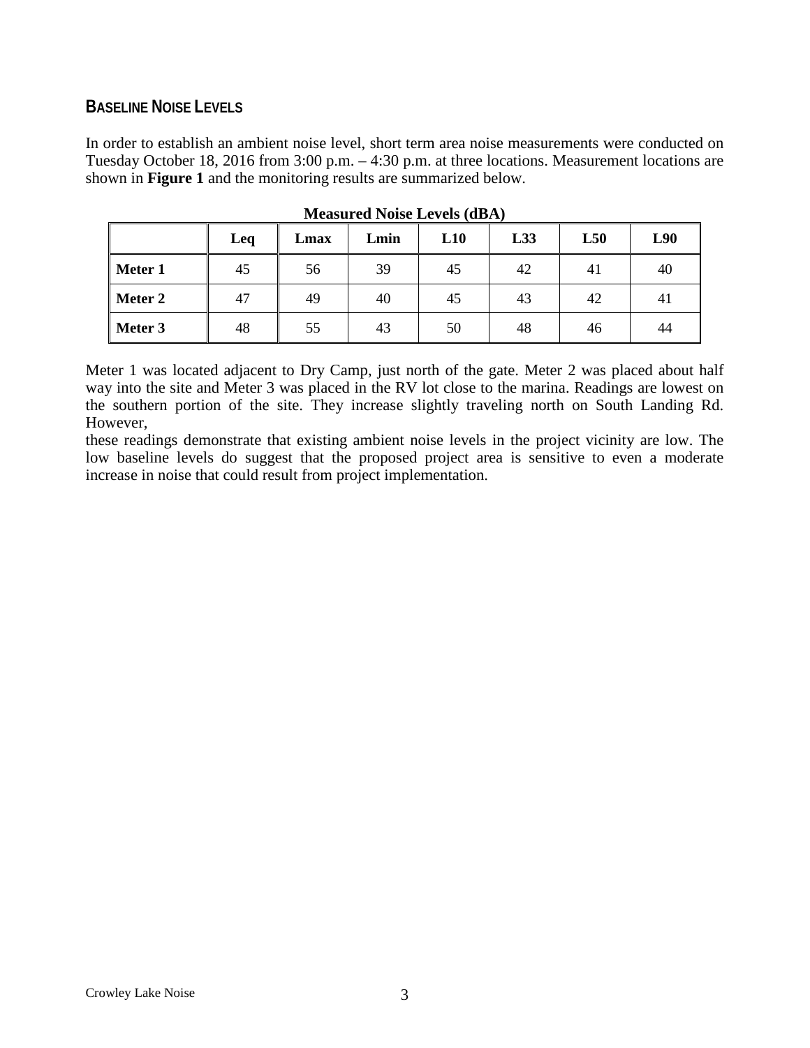## BASELINE NOISE LEVELS

In order to establish an ambient noise level, short term area noise measurements were conducted on Tuesday October 18, 2016 from 3:00 p.m. – 4:30 p.m. at three locations. Measurement locations are shown in **Figure 1** and the monitoring results are summarized below.

**Measured Noise Levels (dBA)**

| | Leq | Lmax | Lmin | L10 | L33 | L50 | L90 |
|---|---|---|---|---|---|---|---|
| **Meter 1** | 45 | 56 | 39 | 45 | 42 | 41 | 40 |
| **Meter 2** | 47 | 49 | 40 | 45 | 43 | 42 | 41 |
| **Meter 3** | 48 | 55 | 43 | 50 | 48 | 46 | 44 |

Meter 1 was located adjacent to Dry Camp, just north of the gate. Meter 2 was placed about half way into the site and Meter 3 was placed in the RV lot close to the marina. Readings are lowest on the southern portion of the site. They increase slightly traveling north on South Landing Rd. However,

these readings demonstrate that existing ambient noise levels in the project vicinity are low. The low baseline levels do suggest that the proposed project area is sensitive to even a moderate increase in noise that could result from project implementation.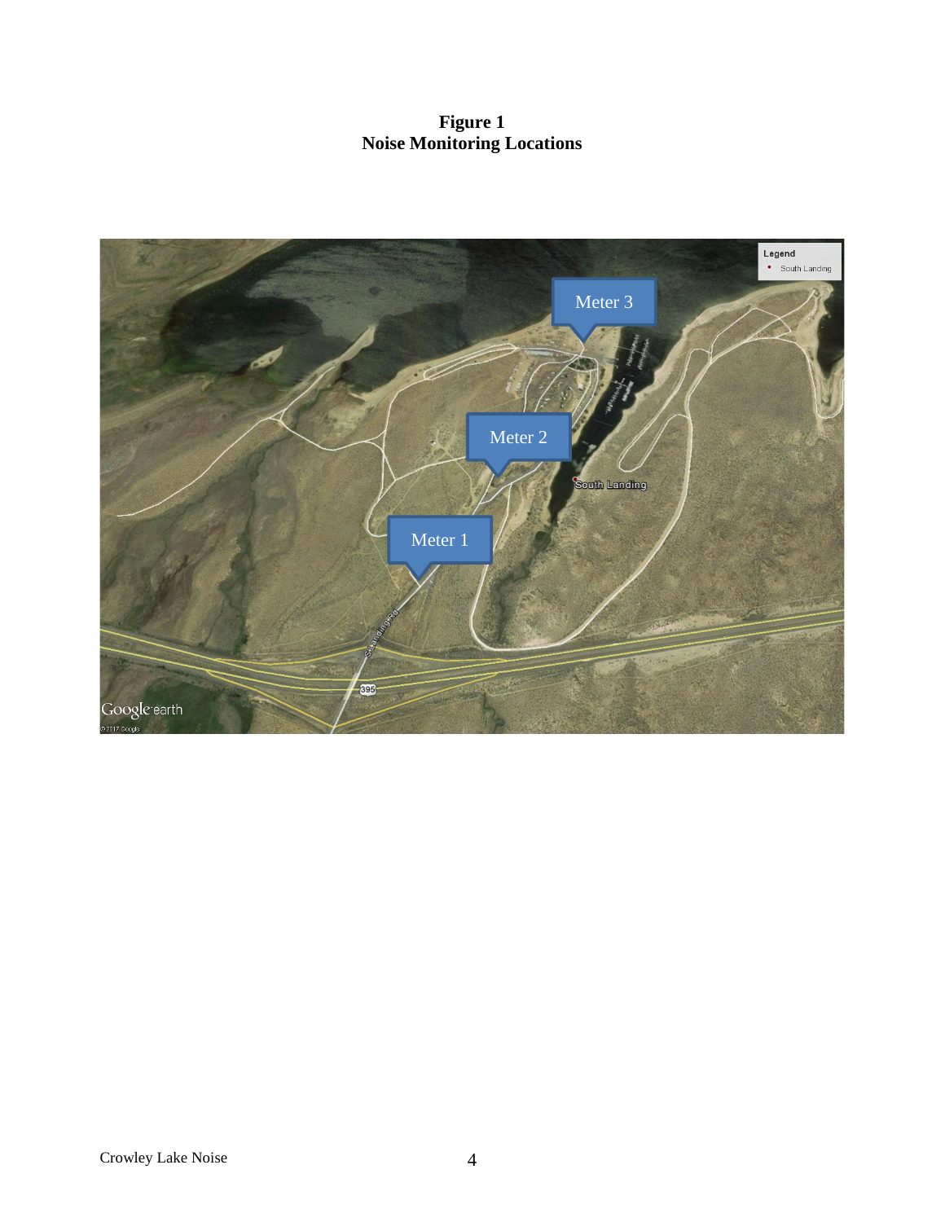**Figure 1**
**Noise Monitoring Locations**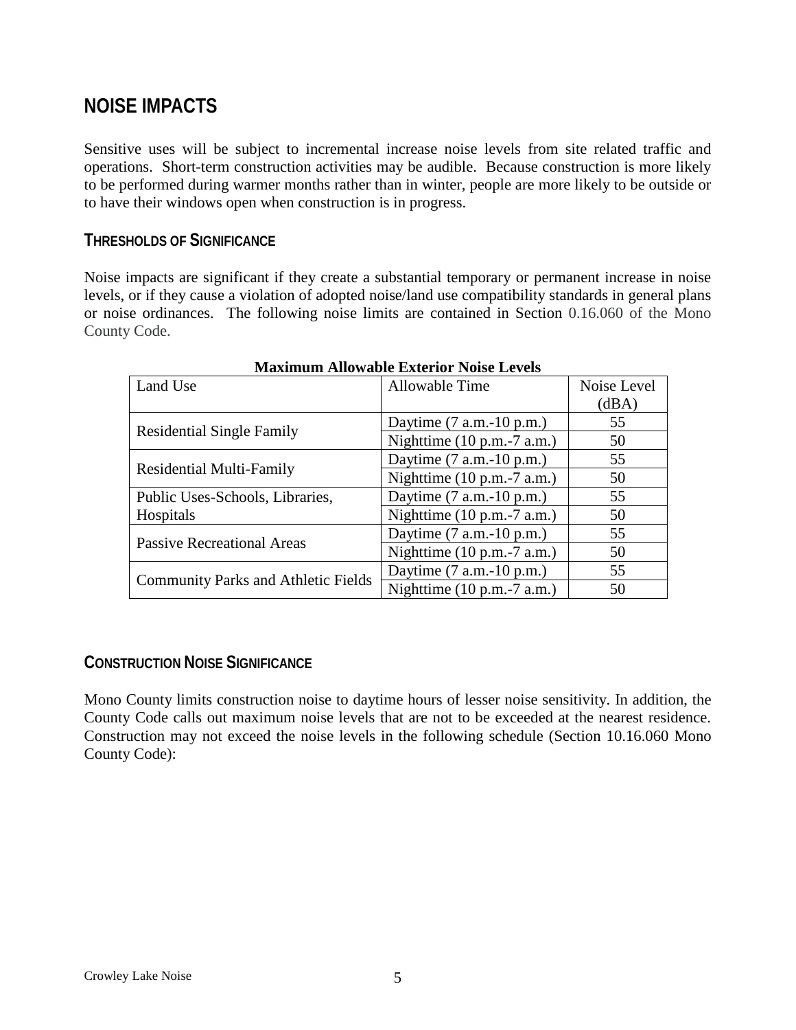## NOISE IMPACTS

Sensitive uses will be subject to incremental increase noise levels from site related traffic and operations. Short-term construction activities may be audible. Because construction is more likely to be performed during warmer months rather than in winter, people are more likely to be outside or to have their windows open when construction is in progress.

### THRESHOLDS OF SIGNIFICANCE

Noise impacts are significant if they create a substantial temporary or permanent increase in noise levels, or if they cause a violation of adopted noise/land use compatibility standards in general plans or noise ordinances. The following noise limits are contained in Section 0.16.060 of the Mono County Code.

**Maximum Allowable Exterior Noise Levels**

| Land Use | Allowable Time | Noise Level (dBA) |
|---|---|---|
| Residential Single Family | Daytime (7 a.m.-10 p.m.) | 55 |
| | Nighttime (10 p.m.-7 a.m.) | 50 |
| Residential Multi-Family | Daytime (7 a.m.-10 p.m.) | 55 |
| | Nighttime (10 p.m.-7 a.m.) | 50 |
| Public Uses-Schools, Libraries, Hospitals | Daytime (7 a.m.-10 p.m.) | 55 |
| | Nighttime (10 p.m.-7 a.m.) | 50 |
| Passive Recreational Areas | Daytime (7 a.m.-10 p.m.) | 55 |
| | Nighttime (10 p.m.-7 a.m.) | 50 |
| Community Parks and Athletic Fields | Daytime (7 a.m.-10 p.m.) | 55 |
| | Nighttime (10 p.m.-7 a.m.) | 50 |

### CONSTRUCTION NOISE SIGNIFICANCE

Mono County limits construction noise to daytime hours of lesser noise sensitivity. In addition, the County Code calls out maximum noise levels that are not to be exceeded at the nearest residence. Construction may not exceed the noise levels in the following schedule (Section 10.16.060 Mono County Code):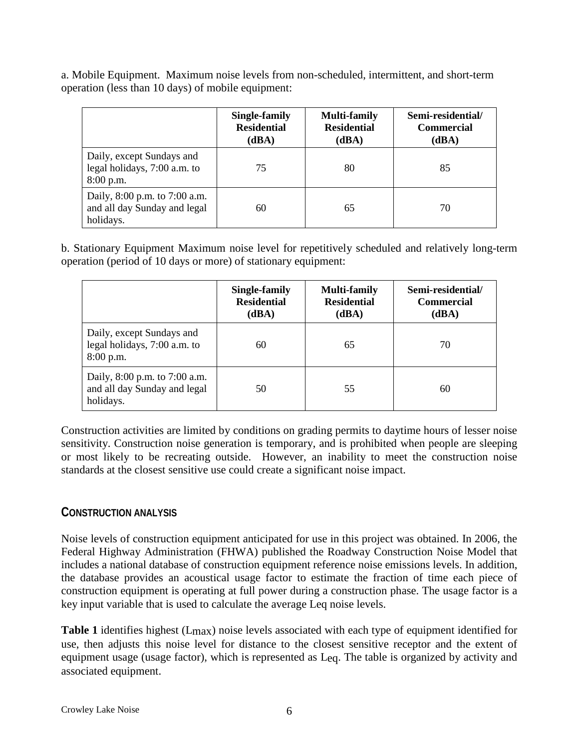a. Mobile Equipment. Maximum noise levels from non-scheduled, intermittent, and short-term operation (less than 10 days) of mobile equipment:

| | Single-family Residential (dBA) | Multi-family Residential (dBA) | Semi-residential/ Commercial (dBA) |
|---|---|---|---|
| Daily, except Sundays and legal holidays, 7:00 a.m. to 8:00 p.m. | 75 | 80 | 85 |
| Daily, 8:00 p.m. to 7:00 a.m. and all day Sunday and legal holidays. | 60 | 65 | 70 |

b. Stationary Equipment Maximum noise level for repetitively scheduled and relatively long-term operation (period of 10 days or more) of stationary equipment:

| | Single-family Residential (dBA) | Multi-family Residential (dBA) | Semi-residential/ Commercial (dBA) |
|---|---|---|---|
| Daily, except Sundays and legal holidays, 7:00 a.m. to 8:00 p.m. | 60 | 65 | 70 |
| Daily, 8:00 p.m. to 7:00 a.m. and all day Sunday and legal holidays. | 50 | 55 | 60 |

Construction activities are limited by conditions on grading permits to daytime hours of lesser noise sensitivity. Construction noise generation is temporary, and is prohibited when people are sleeping or most likely to be recreating outside. However, an inability to meet the construction noise standards at the closest sensitive use could create a significant noise impact.

## CONSTRUCTION ANALYSIS

Noise levels of construction equipment anticipated for use in this project was obtained. In 2006, the Federal Highway Administration (FHWA) published the Roadway Construction Noise Model that includes a national database of construction equipment reference noise emissions levels. In addition, the database provides an acoustical usage factor to estimate the fraction of time each piece of construction equipment is operating at full power during a construction phase. The usage factor is a key input variable that is used to calculate the average Leq noise levels.

**Table 1** identifies highest ($L_{max}$) noise levels associated with each type of equipment identified for use, then adjusts this noise level for distance to the closest sensitive receptor and the extent of equipment usage (usage factor), which is represented as $L_{eq}$. The table is organized by activity and associated equipment.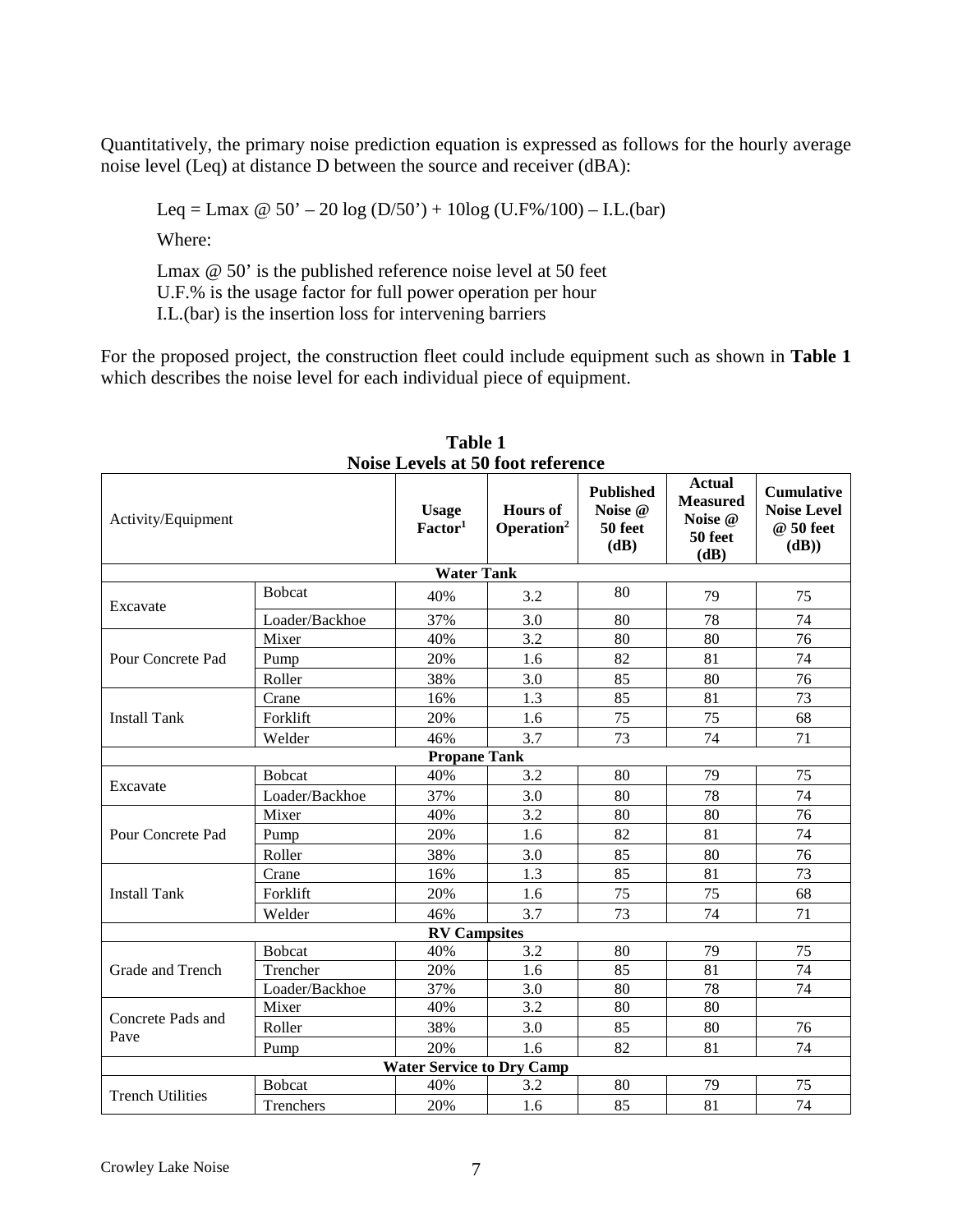Quantitatively, the primary noise prediction equation is expressed as follows for the hourly average noise level (Leq) at distance D between the source and receiver (dBA):

$$Leq = Lmax\ @\ 50' - 20 \log (D/50') + 10 \log (U.F\%/100) - I.L.(bar)$$

Where:

Lmax @ 50' is the published reference noise level at 50 feet
U.F.% is the usage factor for full power operation per hour
I.L.(bar) is the insertion loss for intervening barriers

For the proposed project, the construction fleet could include equipment such as shown in **Table 1** which describes the noise level for each individual piece of equipment.

**Table 1**
**Noise Levels at 50 foot reference**

| Activity/Equipment | | Usage Factor[1] | Hours of Operation[2] | Published Noise @ 50 feet (dB) | Actual Measured Noise @ 50 feet (dB) | Cumulative Noise Level @ 50 feet (dB)) |
|---|---|---|---|---|---|---|
| **Water Tank** | | | | | | |
| Excavate | Bobcat | 40% | 3.2 | 80 | 79 | 75 |
| | Loader/Backhoe | 37% | 3.0 | 80 | 78 | 74 |
| Pour Concrete Pad | Mixer | 40% | 3.2 | 80 | 80 | 76 |
| | Pump | 20% | 1.6 | 82 | 81 | 74 |
| | Roller | 38% | 3.0 | 85 | 80 | 76 |
| Install Tank | Crane | 16% | 1.3 | 85 | 81 | 73 |
| | Forklift | 20% | 1.6 | 75 | 75 | 68 |
| | Welder | 46% | 3.7 | 73 | 74 | 71 |
| **Propane Tank** | | | | | | |
| Excavate | Bobcat | 40% | 3.2 | 80 | 79 | 75 |
| | Loader/Backhoe | 37% | 3.0 | 80 | 78 | 74 |
| Pour Concrete Pad | Mixer | 40% | 3.2 | 80 | 80 | 76 |
| | Pump | 20% | 1.6 | 82 | 81 | 74 |
| | Roller | 38% | 3.0 | 85 | 80 | 76 |
| Install Tank | Crane | 16% | 1.3 | 85 | 81 | 73 |
| | Forklift | 20% | 1.6 | 75 | 75 | 68 |
| | Welder | 46% | 3.7 | 73 | 74 | 71 |
| **RV Campsites** | | | | | | |
| Grade and Trench | Bobcat | 40% | 3.2 | 80 | 79 | 75 |
| | Trencher | 20% | 1.6 | 85 | 81 | 74 |
| | Loader/Backhoe | 37% | 3.0 | 80 | 78 | 74 |
| Concrete Pads and Pave | Mixer | 40% | 3.2 | 80 | 80 | |
| | Roller | 38% | 3.0 | 85 | 80 | 76 |
| | Pump | 20% | 1.6 | 82 | 81 | 74 |
| **Water Service to Dry Camp** | | | | | | |
| Trench Utilities | Bobcat | 40% | 3.2 | 80 | 79 | 75 |
| | Trenchers | 20% | 1.6 | 85 | 81 | 74 |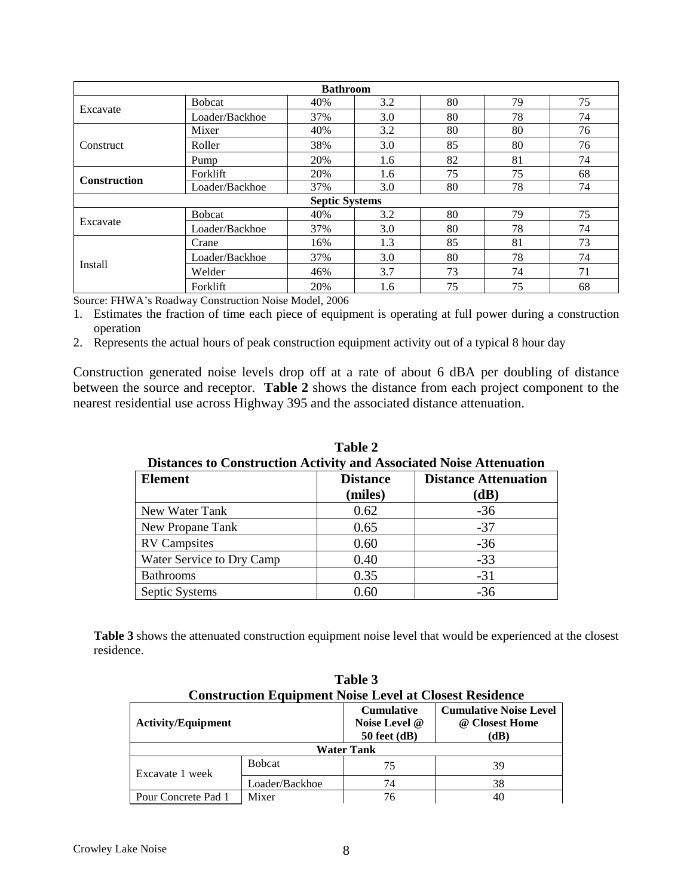| | | | | | | |
|---|---|---|---|---|---|---|
| **Bathroom** | | | | | | |
| Excavate | Bobcat | 40% | 3.2 | 80 | 79 | 75 |
| | Loader/Backhoe | 37% | 3.0 | 80 | 78 | 74 |
| Construct | Mixer | 40% | 3.2 | 80 | 80 | 76 |
| | Roller | 38% | 3.0 | 85 | 80 | 76 |
| | Pump | 20% | 1.6 | 82 | 81 | 74 |
| **Construction** | Forklift | 20% | 1.6 | 75 | 75 | 68 |
| | Loader/Backhoe | 37% | 3.0 | 80 | 78 | 74 |
| **Septic Systems** | | | | | | |
| Excavate | Bobcat | 40% | 3.2 | 80 | 79 | 75 |
| | Loader/Backhoe | 37% | 3.0 | 80 | 78 | 74 |
| Install | Crane | 16% | 1.3 | 85 | 81 | 73 |
| | Loader/Backhoe | 37% | 3.0 | 80 | 78 | 74 |
| | Welder | 46% | 3.7 | 73 | 74 | 71 |
| | Forklift | 20% | 1.6 | 75 | 75 | 68 |

Source: FHWA's Roadway Construction Noise Model, 2006

1. Estimates the fraction of time each piece of equipment is operating at full power during a construction operation
2. Represents the actual hours of peak construction equipment activity out of a typical 8 hour day

Construction generated noise levels drop off at a rate of about 6 dBA per doubling of distance between the source and receptor. **Table 2** shows the distance from each project component to the nearest residential use across Highway 395 and the associated distance attenuation.

**Table 2**
**Distances to Construction Activity and Associated Noise Attenuation**

| Element | Distance (miles) | Distance Attenuation (dB) |
|---|---|---|
| New Water Tank | 0.62 | -36 |
| New Propane Tank | 0.65 | -37 |
| RV Campsites | 0.60 | -36 |
| Water Service to Dry Camp | 0.40 | -33 |
| Bathrooms | 0.35 | -31 |
| Septic Systems | 0.60 | -36 |

**Table 3** shows the attenuated construction equipment noise level that would be experienced at the closest residence.

**Table 3**
**Construction Equipment Noise Level at Closest Residence**

| Activity/Equipment | | Cumulative Noise Level @ 50 feet (dB) | Cumulative Noise Level @ Closest Home (dB) |
|---|---|---|---|
| **Water Tank** | | | |
| Excavate 1 week | Bobcat | 75 | 39 |
| | Loader/Backhoe | 74 | 38 |
| Pour Concrete Pad 1 | Mixer | 76 | 40 |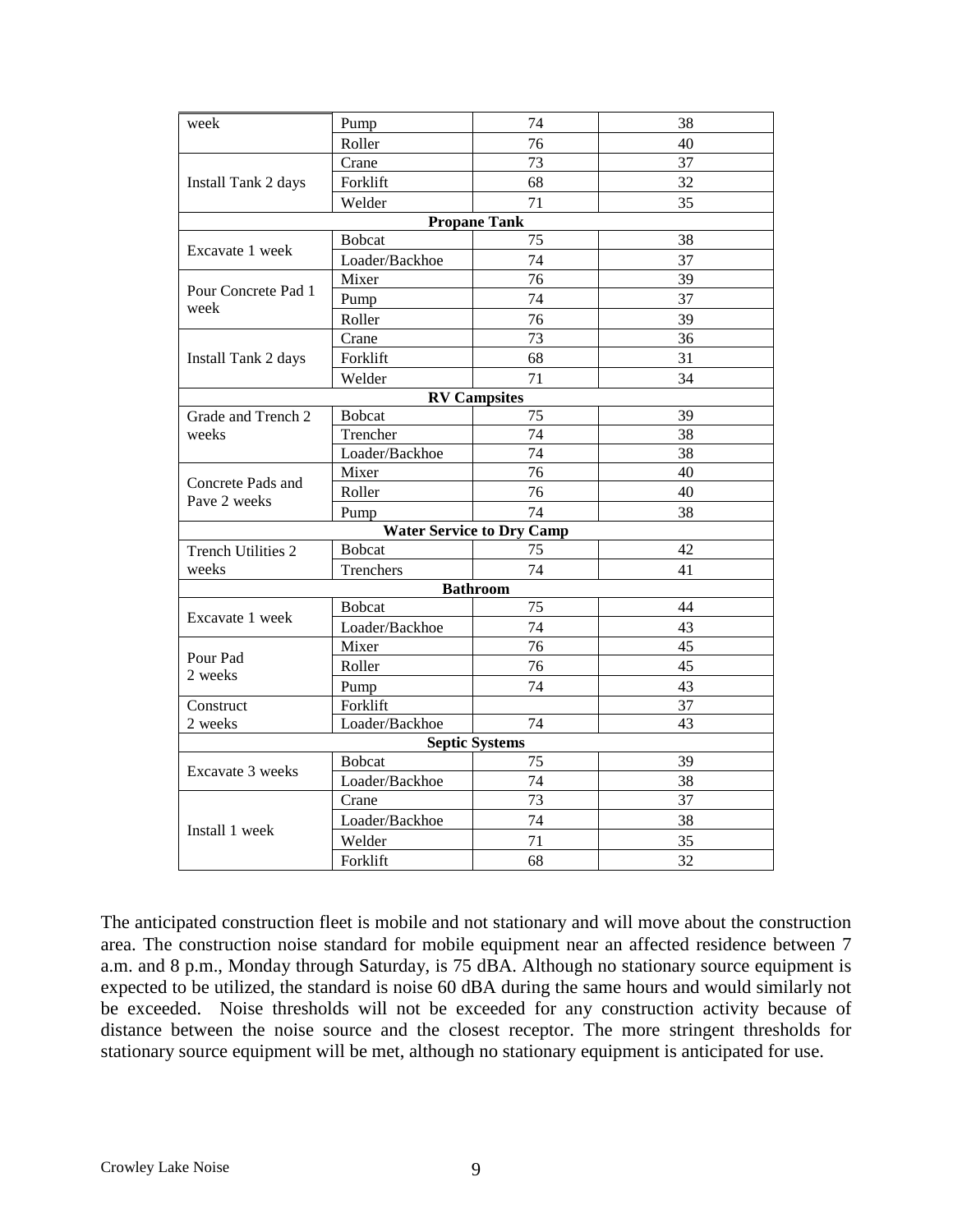| week | Pump | 74 | 38 |
|---|---|---|---|
| | Roller | 76 | 40 |
| Install Tank 2 days | Crane | 73 | 37 |
| | Forklift | 68 | 32 |
| | Welder | 71 | 35 |
| **Propane Tank** | | | |
| Excavate 1 week | Bobcat | 75 | 38 |
| | Loader/Backhoe | 74 | 37 |
| Pour Concrete Pad 1 week | Mixer | 76 | 39 |
| | Pump | 74 | 37 |
| | Roller | 76 | 39 |
| Install Tank 2 days | Crane | 73 | 36 |
| | Forklift | 68 | 31 |
| | Welder | 71 | 34 |
| **RV Campsites** | | | |
| Grade and Trench 2 weeks | Bobcat | 75 | 39 |
| | Trencher | 74 | 38 |
| | Loader/Backhoe | 74 | 38 |
| Concrete Pads and Pave 2 weeks | Mixer | 76 | 40 |
| | Roller | 76 | 40 |
| | Pump | 74 | 38 |
| **Water Service to Dry Camp** | | | |
| Trench Utilities 2 weeks | Bobcat | 75 | 42 |
| | Trenchers | 74 | 41 |
| **Bathroom** | | | |
| Excavate 1 week | Bobcat | 75 | 44 |
| | Loader/Backhoe | 74 | 43 |
| Pour Pad 2 weeks | Mixer | 76 | 45 |
| | Roller | 76 | 45 |
| | Pump | 74 | 43 |
| Construct 2 weeks | Forklift | | 37 |
| | Loader/Backhoe | 74 | 43 |
| **Septic Systems** | | | |
| Excavate 3 weeks | Bobcat | 75 | 39 |
| | Loader/Backhoe | 74 | 38 |
| Install 1 week | Crane | 73 | 37 |
| | Loader/Backhoe | 74 | 38 |
| | Welder | 71 | 35 |
| | Forklift | 68 | 32 |

The anticipated construction fleet is mobile and not stationary and will move about the construction area. The construction noise standard for mobile equipment near an affected residence between 7 a.m. and 8 p.m., Monday through Saturday, is 75 dBA. Although no stationary source equipment is expected to be utilized, the standard is noise 60 dBA during the same hours and would similarly not be exceeded. Noise thresholds will not be exceeded for any construction activity because of distance between the noise source and the closest receptor. The more stringent thresholds for stationary source equipment will be met, although no stationary equipment is anticipated for use.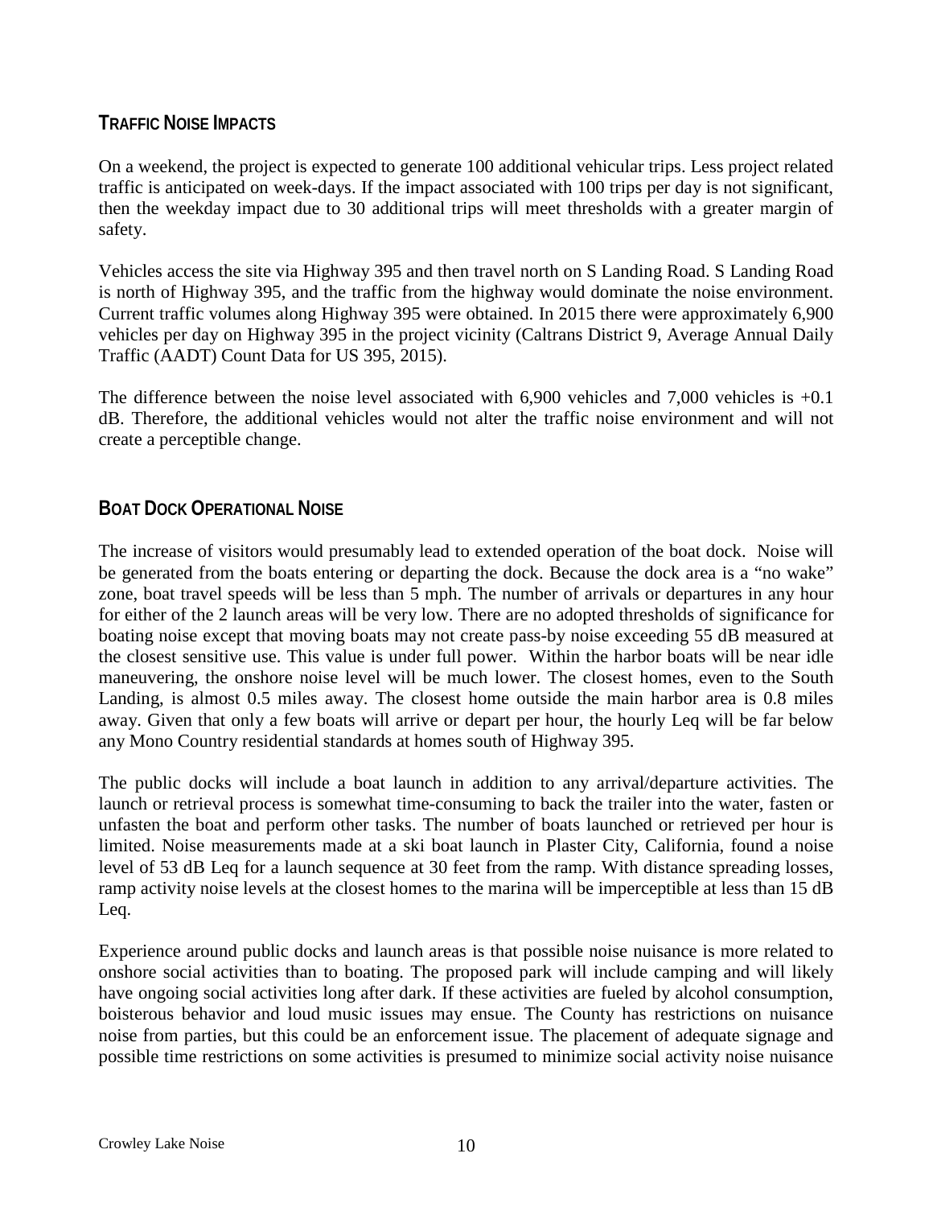## TRAFFIC NOISE IMPACTS

On a weekend, the project is expected to generate 100 additional vehicular trips. Less project related traffic is anticipated on week-days. If the impact associated with 100 trips per day is not significant, then the weekday impact due to 30 additional trips will meet thresholds with a greater margin of safety.

Vehicles access the site via Highway 395 and then travel north on S Landing Road. S Landing Road is north of Highway 395, and the traffic from the highway would dominate the noise environment. Current traffic volumes along Highway 395 were obtained. In 2015 there were approximately 6,900 vehicles per day on Highway 395 in the project vicinity (Caltrans District 9, Average Annual Daily Traffic (AADT) Count Data for US 395, 2015).

The difference between the noise level associated with 6,900 vehicles and 7,000 vehicles is +0.1 dB. Therefore, the additional vehicles would not alter the traffic noise environment and will not create a perceptible change.

## BOAT DOCK OPERATIONAL NOISE

The increase of visitors would presumably lead to extended operation of the boat dock. Noise will be generated from the boats entering or departing the dock. Because the dock area is a "no wake" zone, boat travel speeds will be less than 5 mph. The number of arrivals or departures in any hour for either of the 2 launch areas will be very low. There are no adopted thresholds of significance for boating noise except that moving boats may not create pass-by noise exceeding 55 dB measured at the closest sensitive use. This value is under full power. Within the harbor boats will be near idle maneuvering, the onshore noise level will be much lower. The closest homes, even to the South Landing, is almost 0.5 miles away. The closest home outside the main harbor area is 0.8 miles away. Given that only a few boats will arrive or depart per hour, the hourly Leq will be far below any Mono Country residential standards at homes south of Highway 395.

The public docks will include a boat launch in addition to any arrival/departure activities. The launch or retrieval process is somewhat time-consuming to back the trailer into the water, fasten or unfasten the boat and perform other tasks. The number of boats launched or retrieved per hour is limited. Noise measurements made at a ski boat launch in Plaster City, California, found a noise level of 53 dB Leq for a launch sequence at 30 feet from the ramp. With distance spreading losses, ramp activity noise levels at the closest homes to the marina will be imperceptible at less than 15 dB Leq.

Experience around public docks and launch areas is that possible noise nuisance is more related to onshore social activities than to boating. The proposed park will include camping and will likely have ongoing social activities long after dark. If these activities are fueled by alcohol consumption, boisterous behavior and loud music issues may ensue. The County has restrictions on nuisance noise from parties, but this could be an enforcement issue. The placement of adequate signage and possible time restrictions on some activities is presumed to minimize social activity noise nuisance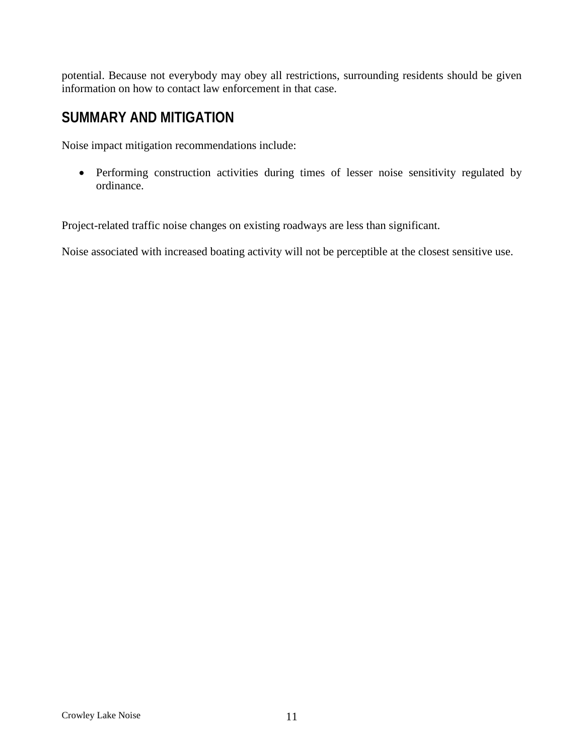potential. Because not everybody may obey all restrictions, surrounding residents should be given information on how to contact law enforcement in that case.

## SUMMARY AND MITIGATION

Noise impact mitigation recommendations include:

- Performing construction activities during times of lesser noise sensitivity regulated by ordinance.

Project-related traffic noise changes on existing roadways are less than significant.

Noise associated with increased boating activity will not be perceptible at the closest sensitive use.